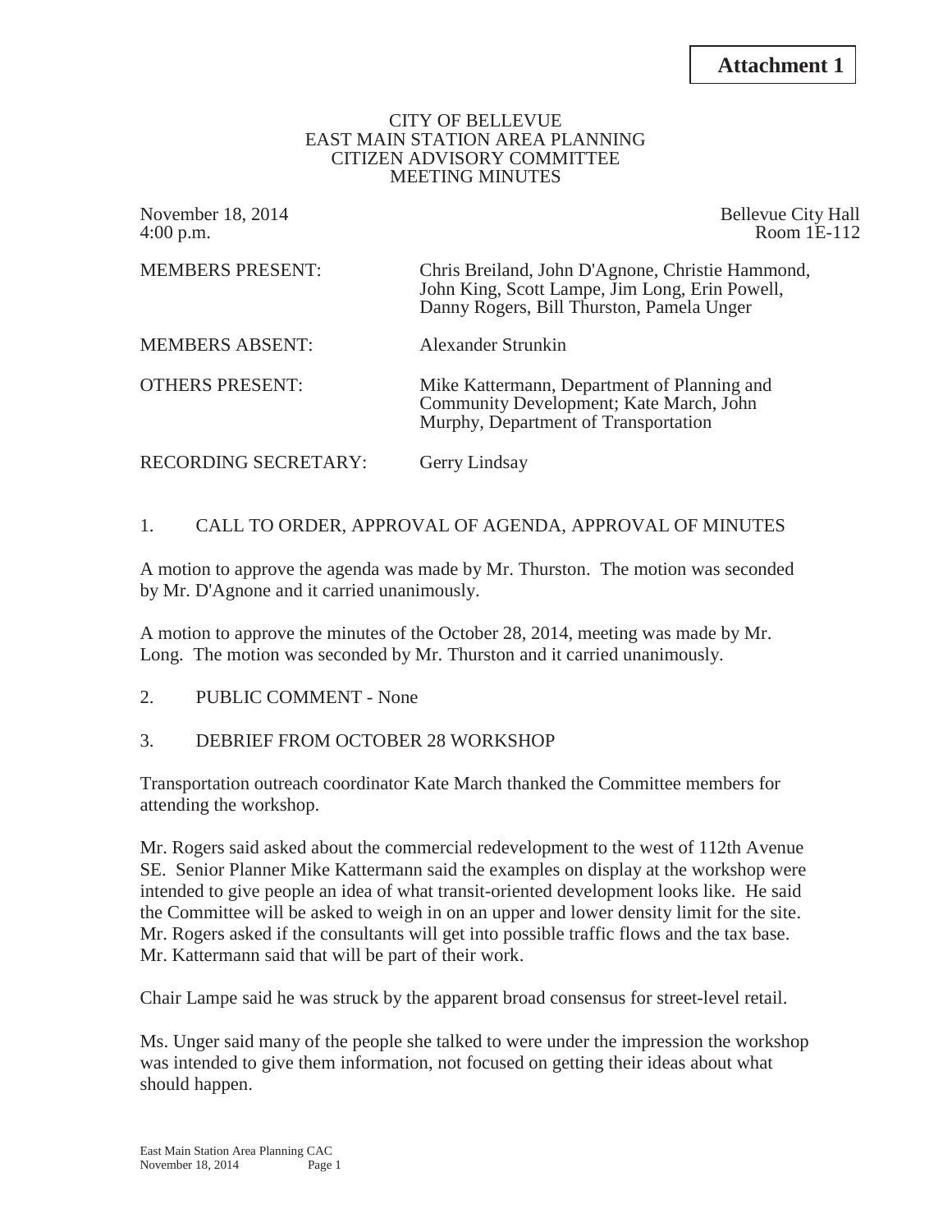**Attachment 1**

CITY OF BELLEVUE
EAST MAIN STATION AREA PLANNING
CITIZEN ADVISORY COMMITTEE
MEETING MINUTES

November 18, 2014
4:00 p.m.

Bellevue City Hall
Room 1E-112

| | |
|---|---|
| MEMBERS PRESENT: | Chris Breiland, John D'Agnone, Christie Hammond, John King, Scott Lampe, Jim Long, Erin Powell, Danny Rogers, Bill Thurston, Pamela Unger |
| MEMBERS ABSENT: | Alexander Strunkin |
| OTHERS PRESENT: | Mike Kattermann, Department of Planning and Community Development; Kate March, John Murphy, Department of Transportation |
| RECORDING SECRETARY: | Gerry Lindsay |

1. CALL TO ORDER, APPROVAL OF AGENDA, APPROVAL OF MINUTES

A motion to approve the agenda was made by Mr. Thurston. The motion was seconded by Mr. D'Agnone and it carried unanimously.

A motion to approve the minutes of the October 28, 2014, meeting was made by Mr. Long. The motion was seconded by Mr. Thurston and it carried unanimously.

2. PUBLIC COMMENT - None

3. DEBRIEF FROM OCTOBER 28 WORKSHOP

Transportation outreach coordinator Kate March thanked the Committee members for attending the workshop.

Mr. Rogers said asked about the commercial redevelopment to the west of 112th Avenue SE. Senior Planner Mike Kattermann said the examples on display at the workshop were intended to give people an idea of what transit-oriented development looks like. He said the Committee will be asked to weigh in on an upper and lower density limit for the site. Mr. Rogers asked if the consultants will get into possible traffic flows and the tax base. Mr. Kattermann said that will be part of their work.

Chair Lampe said he was struck by the apparent broad consensus for street-level retail.

Ms. Unger said many of the people she talked to were under the impression the workshop was intended to give them information, not focused on getting their ideas about what should happen.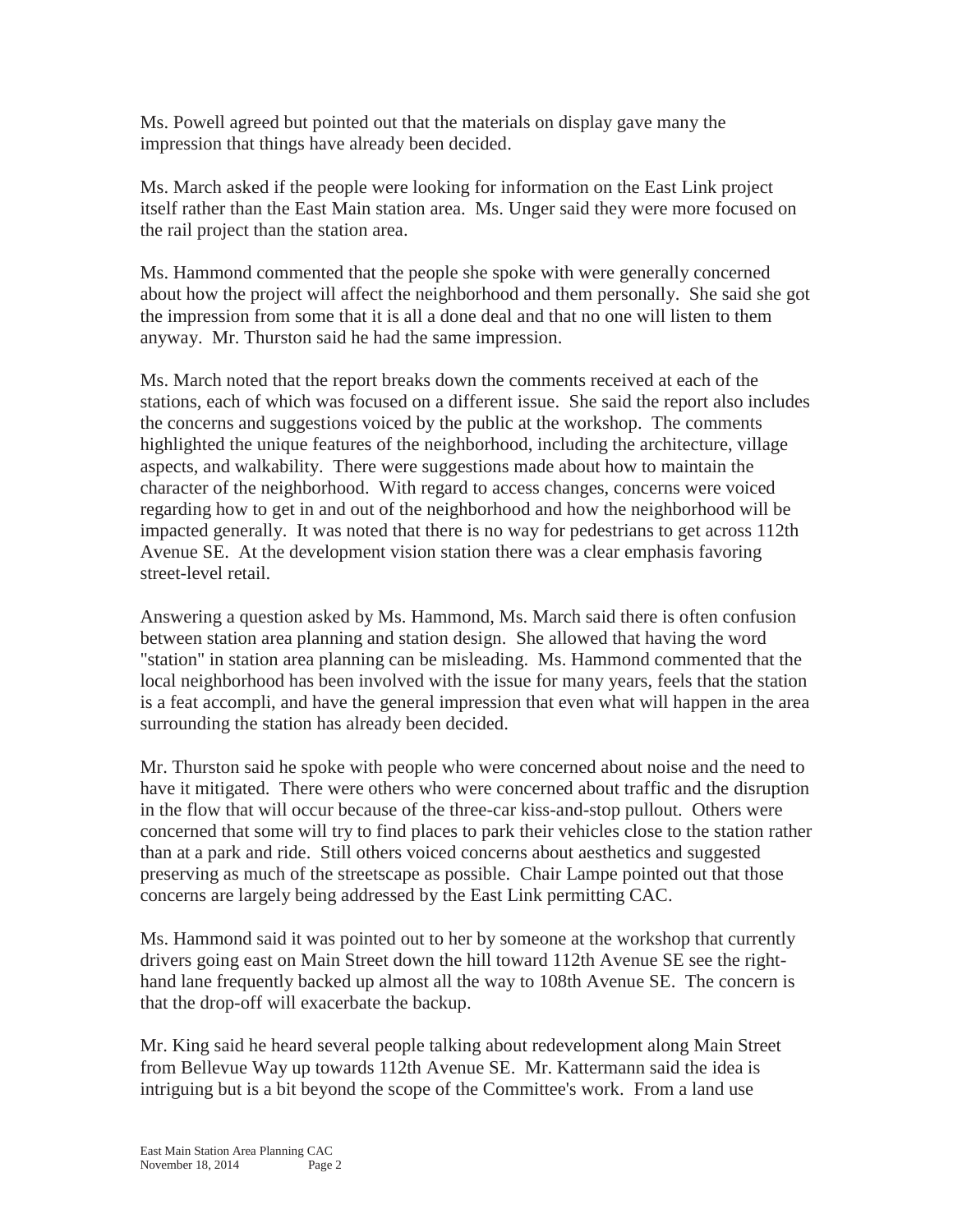Ms. Powell agreed but pointed out that the materials on display gave many the impression that things have already been decided.

Ms. March asked if the people were looking for information on the East Link project itself rather than the East Main station area. Ms. Unger said they were more focused on the rail project than the station area.

Ms. Hammond commented that the people she spoke with were generally concerned about how the project will affect the neighborhood and them personally. She said she got the impression from some that it is all a done deal and that no one will listen to them anyway. Mr. Thurston said he had the same impression.

Ms. March noted that the report breaks down the comments received at each of the stations, each of which was focused on a different issue. She said the report also includes the concerns and suggestions voiced by the public at the workshop. The comments highlighted the unique features of the neighborhood, including the architecture, village aspects, and walkability. There were suggestions made about how to maintain the character of the neighborhood. With regard to access changes, concerns were voiced regarding how to get in and out of the neighborhood and how the neighborhood will be impacted generally. It was noted that there is no way for pedestrians to get across 112th Avenue SE. At the development vision station there was a clear emphasis favoring street-level retail.

Answering a question asked by Ms. Hammond, Ms. March said there is often confusion between station area planning and station design. She allowed that having the word "station" in station area planning can be misleading. Ms. Hammond commented that the local neighborhood has been involved with the issue for many years, feels that the station is a feat accompli, and have the general impression that even what will happen in the area surrounding the station has already been decided.

Mr. Thurston said he spoke with people who were concerned about noise and the need to have it mitigated. There were others who were concerned about traffic and the disruption in the flow that will occur because of the three-car kiss-and-stop pullout. Others were concerned that some will try to find places to park their vehicles close to the station rather than at a park and ride. Still others voiced concerns about aesthetics and suggested preserving as much of the streetscape as possible. Chair Lampe pointed out that those concerns are largely being addressed by the East Link permitting CAC.

Ms. Hammond said it was pointed out to her by someone at the workshop that currently drivers going east on Main Street down the hill toward 112th Avenue SE see the right-hand lane frequently backed up almost all the way to 108th Avenue SE. The concern is that the drop-off will exacerbate the backup.

Mr. King said he heard several people talking about redevelopment along Main Street from Bellevue Way up towards 112th Avenue SE. Mr. Kattermann said the idea is intriguing but is a bit beyond the scope of the Committee's work. From a land use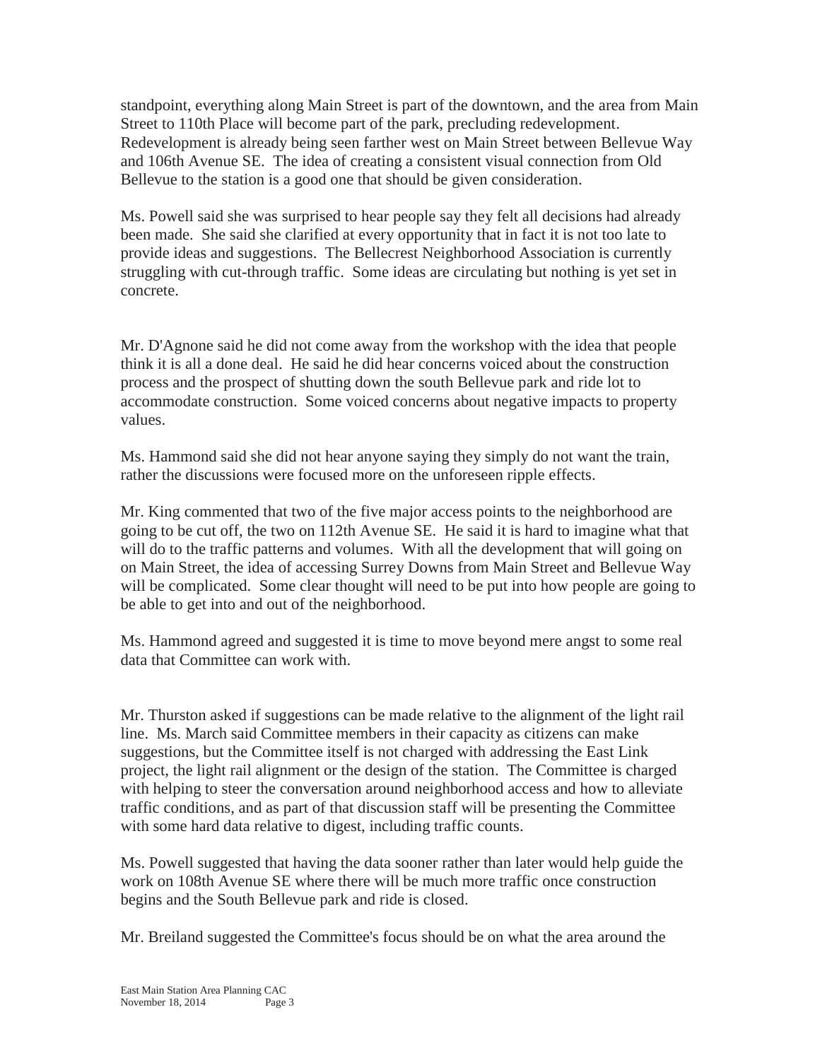standpoint, everything along Main Street is part of the downtown, and the area from Main Street to 110th Place will become part of the park, precluding redevelopment. Redevelopment is already being seen farther west on Main Street between Bellevue Way and 106th Avenue SE. The idea of creating a consistent visual connection from Old Bellevue to the station is a good one that should be given consideration.

Ms. Powell said she was surprised to hear people say they felt all decisions had already been made. She said she clarified at every opportunity that in fact it is not too late to provide ideas and suggestions. The Bellecrest Neighborhood Association is currently struggling with cut-through traffic. Some ideas are circulating but nothing is yet set in concrete.

Mr. D'Agnone said he did not come away from the workshop with the idea that people think it is all a done deal. He said he did hear concerns voiced about the construction process and the prospect of shutting down the south Bellevue park and ride lot to accommodate construction. Some voiced concerns about negative impacts to property values.

Ms. Hammond said she did not hear anyone saying they simply do not want the train, rather the discussions were focused more on the unforeseen ripple effects.

Mr. King commented that two of the five major access points to the neighborhood are going to be cut off, the two on 112th Avenue SE. He said it is hard to imagine what that will do to the traffic patterns and volumes. With all the development that will going on on Main Street, the idea of accessing Surrey Downs from Main Street and Bellevue Way will be complicated. Some clear thought will need to be put into how people are going to be able to get into and out of the neighborhood.

Ms. Hammond agreed and suggested it is time to move beyond mere angst to some real data that Committee can work with.

Mr. Thurston asked if suggestions can be made relative to the alignment of the light rail line. Ms. March said Committee members in their capacity as citizens can make suggestions, but the Committee itself is not charged with addressing the East Link project, the light rail alignment or the design of the station. The Committee is charged with helping to steer the conversation around neighborhood access and how to alleviate traffic conditions, and as part of that discussion staff will be presenting the Committee with some hard data relative to digest, including traffic counts.

Ms. Powell suggested that having the data sooner rather than later would help guide the work on 108th Avenue SE where there will be much more traffic once construction begins and the South Bellevue park and ride is closed.

Mr. Breiland suggested the Committee's focus should be on what the area around the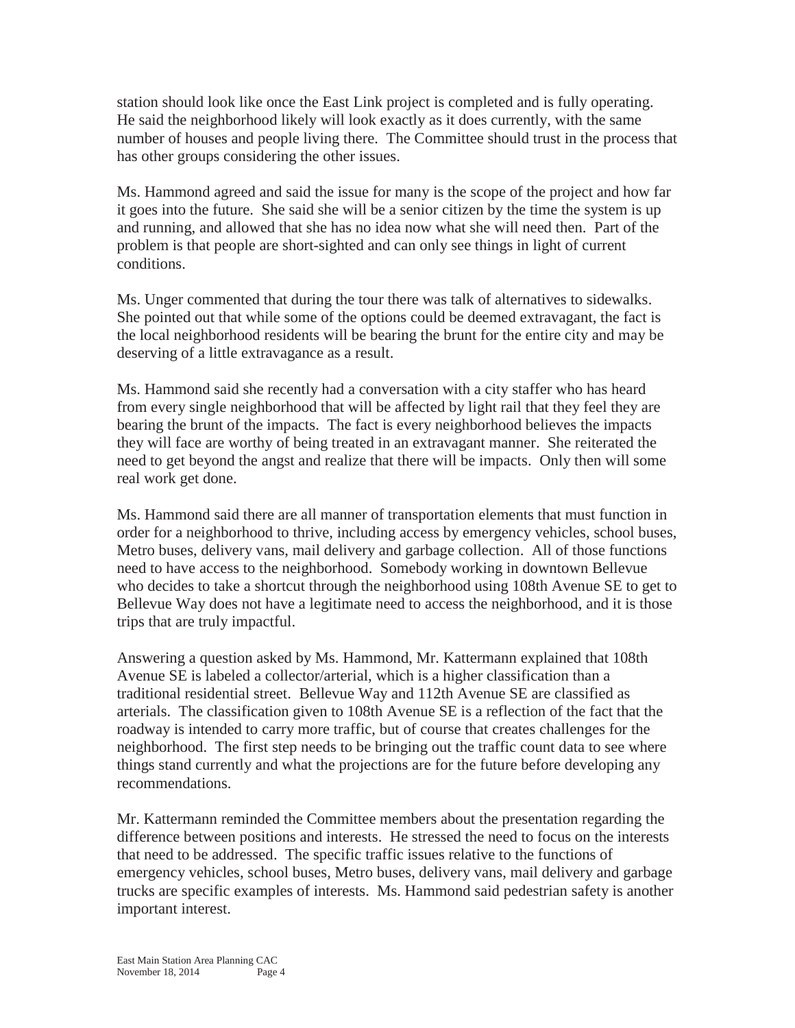station should look like once the East Link project is completed and is fully operating. He said the neighborhood likely will look exactly as it does currently, with the same number of houses and people living there. The Committee should trust in the process that has other groups considering the other issues.

Ms. Hammond agreed and said the issue for many is the scope of the project and how far it goes into the future. She said she will be a senior citizen by the time the system is up and running, and allowed that she has no idea now what she will need then. Part of the problem is that people are short-sighted and can only see things in light of current conditions.

Ms. Unger commented that during the tour there was talk of alternatives to sidewalks. She pointed out that while some of the options could be deemed extravagant, the fact is the local neighborhood residents will be bearing the brunt for the entire city and may be deserving of a little extravagance as a result.

Ms. Hammond said she recently had a conversation with a city staffer who has heard from every single neighborhood that will be affected by light rail that they feel they are bearing the brunt of the impacts. The fact is every neighborhood believes the impacts they will face are worthy of being treated in an extravagant manner. She reiterated the need to get beyond the angst and realize that there will be impacts. Only then will some real work get done.

Ms. Hammond said there are all manner of transportation elements that must function in order for a neighborhood to thrive, including access by emergency vehicles, school buses, Metro buses, delivery vans, mail delivery and garbage collection. All of those functions need to have access to the neighborhood. Somebody working in downtown Bellevue who decides to take a shortcut through the neighborhood using 108th Avenue SE to get to Bellevue Way does not have a legitimate need to access the neighborhood, and it is those trips that are truly impactful.

Answering a question asked by Ms. Hammond, Mr. Kattermann explained that 108th Avenue SE is labeled a collector/arterial, which is a higher classification than a traditional residential street. Bellevue Way and 112th Avenue SE are classified as arterials. The classification given to 108th Avenue SE is a reflection of the fact that the roadway is intended to carry more traffic, but of course that creates challenges for the neighborhood. The first step needs to be bringing out the traffic count data to see where things stand currently and what the projections are for the future before developing any recommendations.

Mr. Kattermann reminded the Committee members about the presentation regarding the difference between positions and interests. He stressed the need to focus on the interests that need to be addressed. The specific traffic issues relative to the functions of emergency vehicles, school buses, Metro buses, delivery vans, mail delivery and garbage trucks are specific examples of interests. Ms. Hammond said pedestrian safety is another important interest.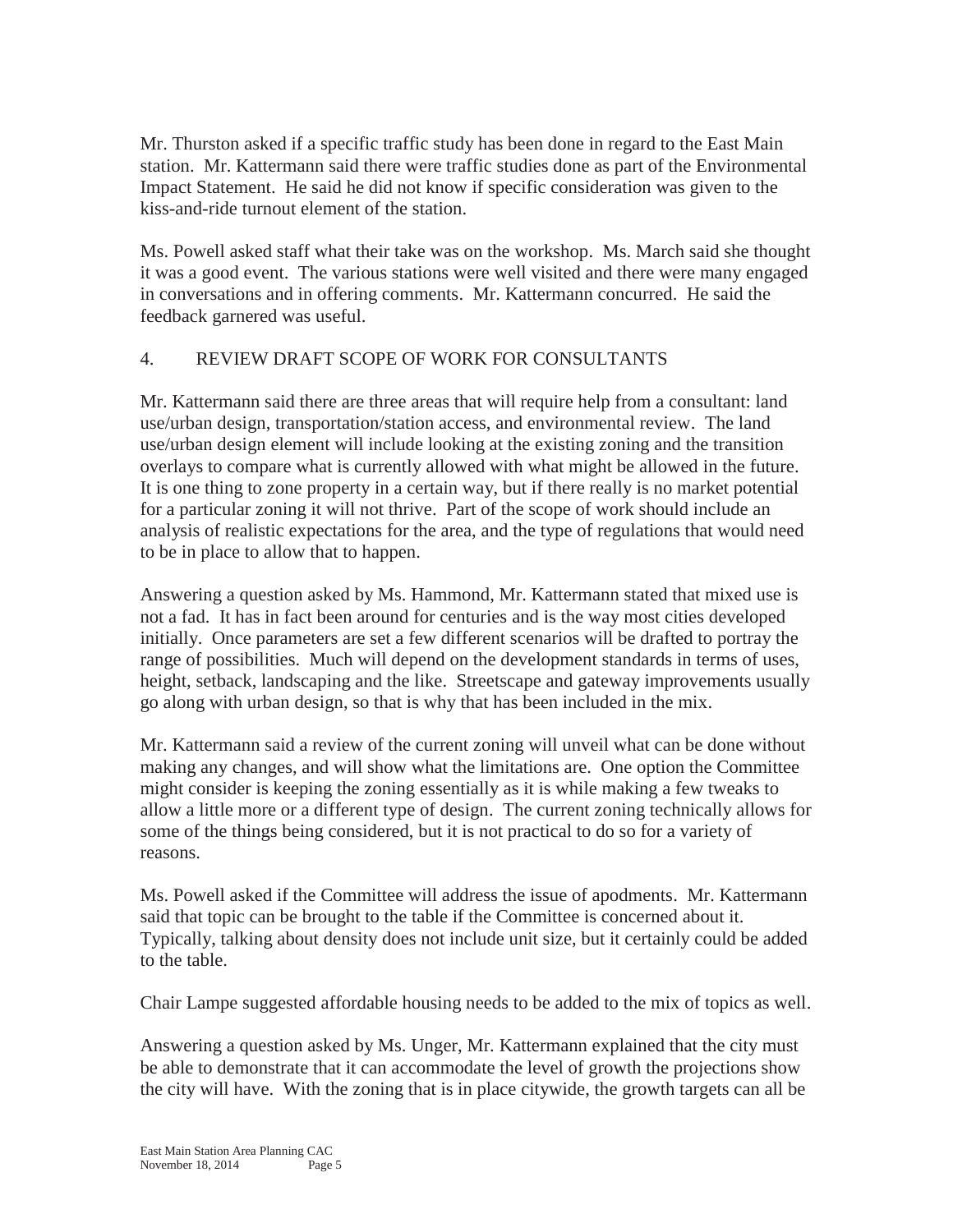Mr. Thurston asked if a specific traffic study has been done in regard to the East Main station. Mr. Kattermann said there were traffic studies done as part of the Environmental Impact Statement. He said he did not know if specific consideration was given to the kiss-and-ride turnout element of the station.

Ms. Powell asked staff what their take was on the workshop. Ms. March said she thought it was a good event. The various stations were well visited and there were many engaged in conversations and in offering comments. Mr. Kattermann concurred. He said the feedback garnered was useful.

4. REVIEW DRAFT SCOPE OF WORK FOR CONSULTANTS

Mr. Kattermann said there are three areas that will require help from a consultant: land use/urban design, transportation/station access, and environmental review. The land use/urban design element will include looking at the existing zoning and the transition overlays to compare what is currently allowed with what might be allowed in the future. It is one thing to zone property in a certain way, but if there really is no market potential for a particular zoning it will not thrive. Part of the scope of work should include an analysis of realistic expectations for the area, and the type of regulations that would need to be in place to allow that to happen.

Answering a question asked by Ms. Hammond, Mr. Kattermann stated that mixed use is not a fad. It has in fact been around for centuries and is the way most cities developed initially. Once parameters are set a few different scenarios will be drafted to portray the range of possibilities. Much will depend on the development standards in terms of uses, height, setback, landscaping and the like. Streetscape and gateway improvements usually go along with urban design, so that is why that has been included in the mix.

Mr. Kattermann said a review of the current zoning will unveil what can be done without making any changes, and will show what the limitations are. One option the Committee might consider is keeping the zoning essentially as it is while making a few tweaks to allow a little more or a different type of design. The current zoning technically allows for some of the things being considered, but it is not practical to do so for a variety of reasons.

Ms. Powell asked if the Committee will address the issue of apodments. Mr. Kattermann said that topic can be brought to the table if the Committee is concerned about it. Typically, talking about density does not include unit size, but it certainly could be added to the table.

Chair Lampe suggested affordable housing needs to be added to the mix of topics as well.

Answering a question asked by Ms. Unger, Mr. Kattermann explained that the city must be able to demonstrate that it can accommodate the level of growth the projections show the city will have. With the zoning that is in place citywide, the growth targets can all be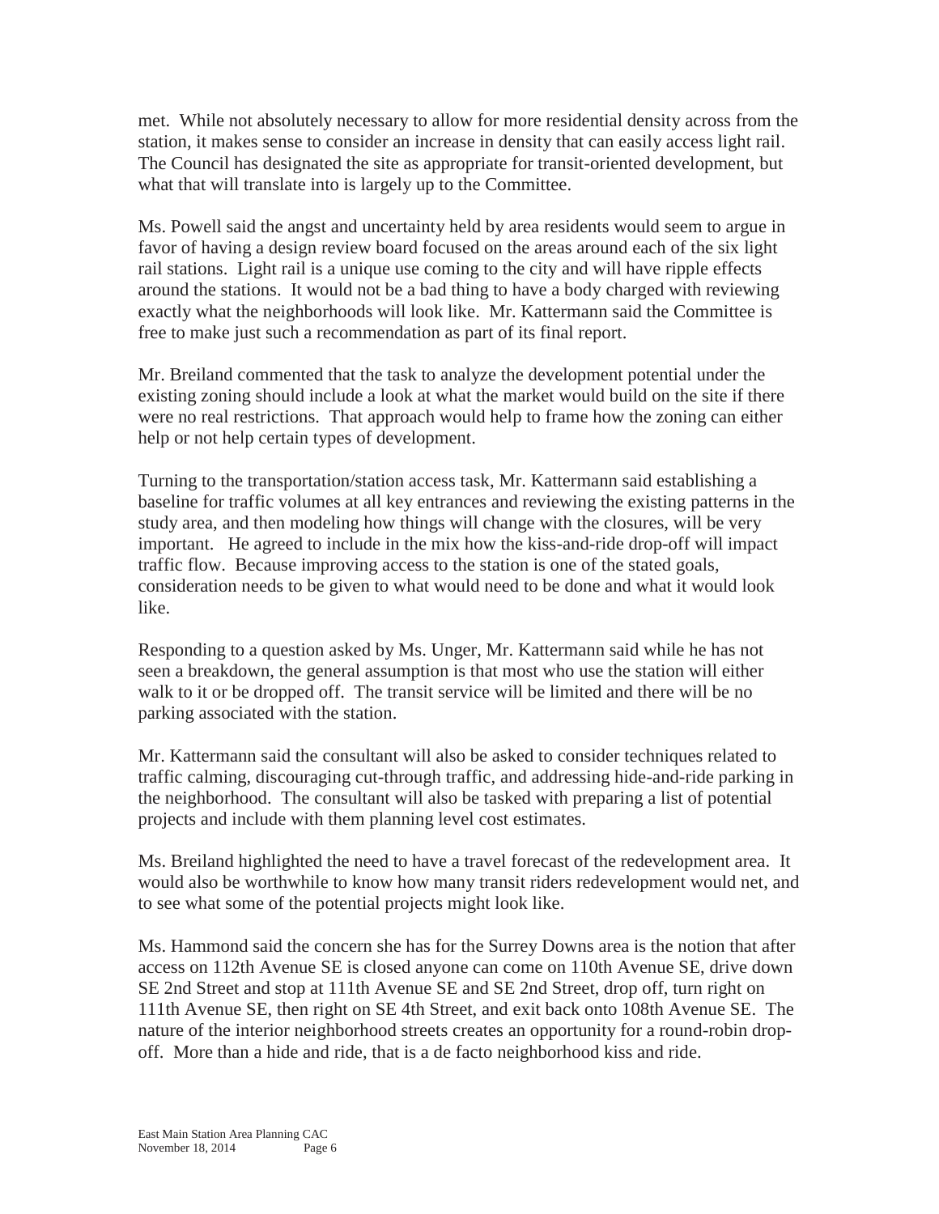met. While not absolutely necessary to allow for more residential density across from the station, it makes sense to consider an increase in density that can easily access light rail. The Council has designated the site as appropriate for transit-oriented development, but what that will translate into is largely up to the Committee.

Ms. Powell said the angst and uncertainty held by area residents would seem to argue in favor of having a design review board focused on the areas around each of the six light rail stations. Light rail is a unique use coming to the city and will have ripple effects around the stations. It would not be a bad thing to have a body charged with reviewing exactly what the neighborhoods will look like. Mr. Kattermann said the Committee is free to make just such a recommendation as part of its final report.

Mr. Breiland commented that the task to analyze the development potential under the existing zoning should include a look at what the market would build on the site if there were no real restrictions. That approach would help to frame how the zoning can either help or not help certain types of development.

Turning to the transportation/station access task, Mr. Kattermann said establishing a baseline for traffic volumes at all key entrances and reviewing the existing patterns in the study area, and then modeling how things will change with the closures, will be very important. He agreed to include in the mix how the kiss-and-ride drop-off will impact traffic flow. Because improving access to the station is one of the stated goals, consideration needs to be given to what would need to be done and what it would look like.

Responding to a question asked by Ms. Unger, Mr. Kattermann said while he has not seen a breakdown, the general assumption is that most who use the station will either walk to it or be dropped off. The transit service will be limited and there will be no parking associated with the station.

Mr. Kattermann said the consultant will also be asked to consider techniques related to traffic calming, discouraging cut-through traffic, and addressing hide-and-ride parking in the neighborhood. The consultant will also be tasked with preparing a list of potential projects and include with them planning level cost estimates.

Ms. Breiland highlighted the need to have a travel forecast of the redevelopment area. It would also be worthwhile to know how many transit riders redevelopment would net, and to see what some of the potential projects might look like.

Ms. Hammond said the concern she has for the Surrey Downs area is the notion that after access on 112th Avenue SE is closed anyone can come on 110th Avenue SE, drive down SE 2nd Street and stop at 111th Avenue SE and SE 2nd Street, drop off, turn right on 111th Avenue SE, then right on SE 4th Street, and exit back onto 108th Avenue SE. The nature of the interior neighborhood streets creates an opportunity for a round-robin drop-off. More than a hide and ride, that is a de facto neighborhood kiss and ride.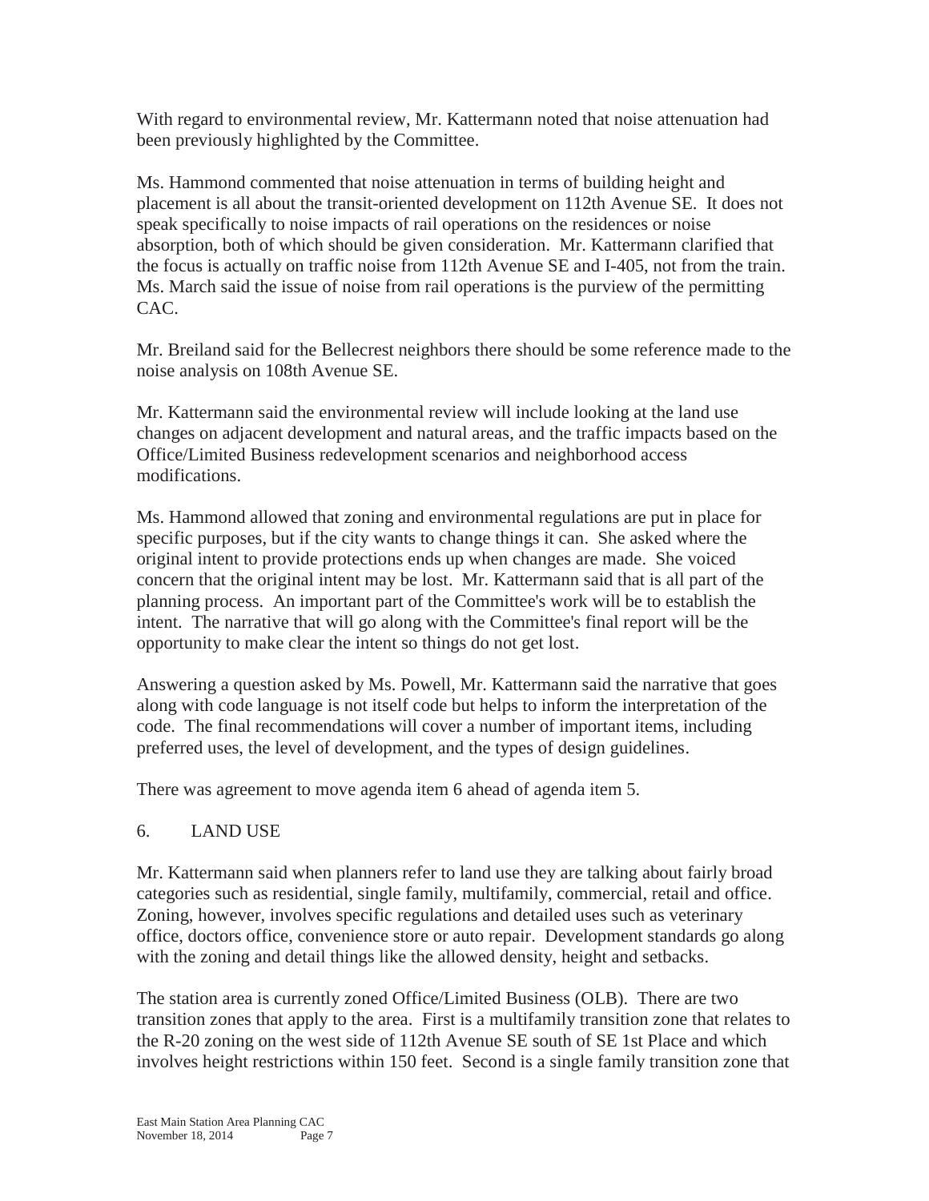With regard to environmental review, Mr. Kattermann noted that noise attenuation had been previously highlighted by the Committee.

Ms. Hammond commented that noise attenuation in terms of building height and placement is all about the transit-oriented development on 112th Avenue SE. It does not speak specifically to noise impacts of rail operations on the residences or noise absorption, both of which should be given consideration. Mr. Kattermann clarified that the focus is actually on traffic noise from 112th Avenue SE and I-405, not from the train. Ms. March said the issue of noise from rail operations is the purview of the permitting CAC.

Mr. Breiland said for the Bellecrest neighbors there should be some reference made to the noise analysis on 108th Avenue SE.

Mr. Kattermann said the environmental review will include looking at the land use changes on adjacent development and natural areas, and the traffic impacts based on the Office/Limited Business redevelopment scenarios and neighborhood access modifications.

Ms. Hammond allowed that zoning and environmental regulations are put in place for specific purposes, but if the city wants to change things it can. She asked where the original intent to provide protections ends up when changes are made. She voiced concern that the original intent may be lost. Mr. Kattermann said that is all part of the planning process. An important part of the Committee's work will be to establish the intent. The narrative that will go along with the Committee's final report will be the opportunity to make clear the intent so things do not get lost.

Answering a question asked by Ms. Powell, Mr. Kattermann said the narrative that goes along with code language is not itself code but helps to inform the interpretation of the code. The final recommendations will cover a number of important items, including preferred uses, the level of development, and the types of design guidelines.

There was agreement to move agenda item 6 ahead of agenda item 5.

## 6. LAND USE

Mr. Kattermann said when planners refer to land use they are talking about fairly broad categories such as residential, single family, multifamily, commercial, retail and office. Zoning, however, involves specific regulations and detailed uses such as veterinary office, doctors office, convenience store or auto repair. Development standards go along with the zoning and detail things like the allowed density, height and setbacks.

The station area is currently zoned Office/Limited Business (OLB). There are two transition zones that apply to the area. First is a multifamily transition zone that relates to the R-20 zoning on the west side of 112th Avenue SE south of SE 1st Place and which involves height restrictions within 150 feet. Second is a single family transition zone that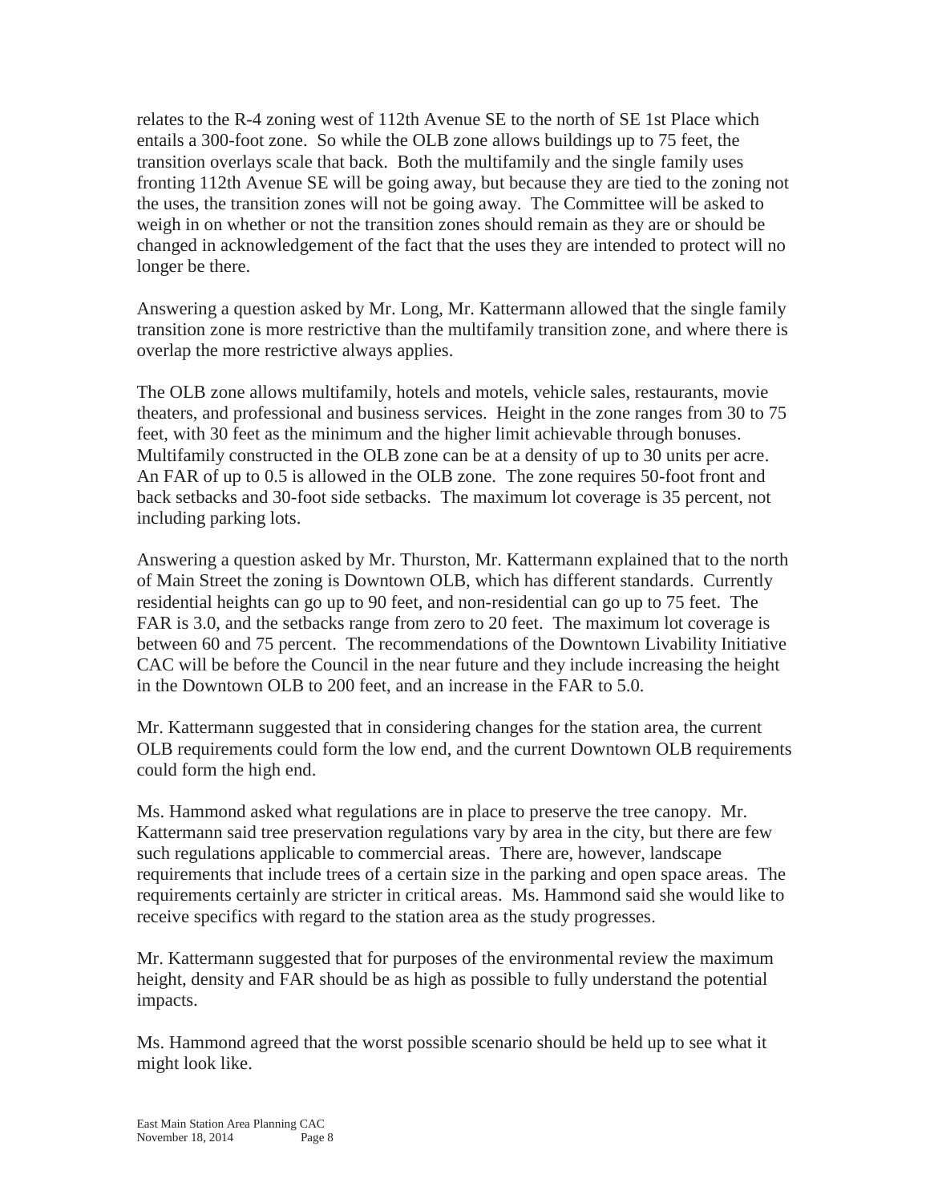relates to the R-4 zoning west of 112th Avenue SE to the north of SE 1st Place which entails a 300-foot zone. So while the OLB zone allows buildings up to 75 feet, the transition overlays scale that back. Both the multifamily and the single family uses fronting 112th Avenue SE will be going away, but because they are tied to the zoning not the uses, the transition zones will not be going away. The Committee will be asked to weigh in on whether or not the transition zones should remain as they are or should be changed in acknowledgement of the fact that the uses they are intended to protect will no longer be there.

Answering a question asked by Mr. Long, Mr. Kattermann allowed that the single family transition zone is more restrictive than the multifamily transition zone, and where there is overlap the more restrictive always applies.

The OLB zone allows multifamily, hotels and motels, vehicle sales, restaurants, movie theaters, and professional and business services. Height in the zone ranges from 30 to 75 feet, with 30 feet as the minimum and the higher limit achievable through bonuses. Multifamily constructed in the OLB zone can be at a density of up to 30 units per acre. An FAR of up to 0.5 is allowed in the OLB zone. The zone requires 50-foot front and back setbacks and 30-foot side setbacks. The maximum lot coverage is 35 percent, not including parking lots.

Answering a question asked by Mr. Thurston, Mr. Kattermann explained that to the north of Main Street the zoning is Downtown OLB, which has different standards. Currently residential heights can go up to 90 feet, and non-residential can go up to 75 feet. The FAR is 3.0, and the setbacks range from zero to 20 feet. The maximum lot coverage is between 60 and 75 percent. The recommendations of the Downtown Livability Initiative CAC will be before the Council in the near future and they include increasing the height in the Downtown OLB to 200 feet, and an increase in the FAR to 5.0.

Mr. Kattermann suggested that in considering changes for the station area, the current OLB requirements could form the low end, and the current Downtown OLB requirements could form the high end.

Ms. Hammond asked what regulations are in place to preserve the tree canopy. Mr. Kattermann said tree preservation regulations vary by area in the city, but there are few such regulations applicable to commercial areas. There are, however, landscape requirements that include trees of a certain size in the parking and open space areas. The requirements certainly are stricter in critical areas. Ms. Hammond said she would like to receive specifics with regard to the station area as the study progresses.

Mr. Kattermann suggested that for purposes of the environmental review the maximum height, density and FAR should be as high as possible to fully understand the potential impacts.

Ms. Hammond agreed that the worst possible scenario should be held up to see what it might look like.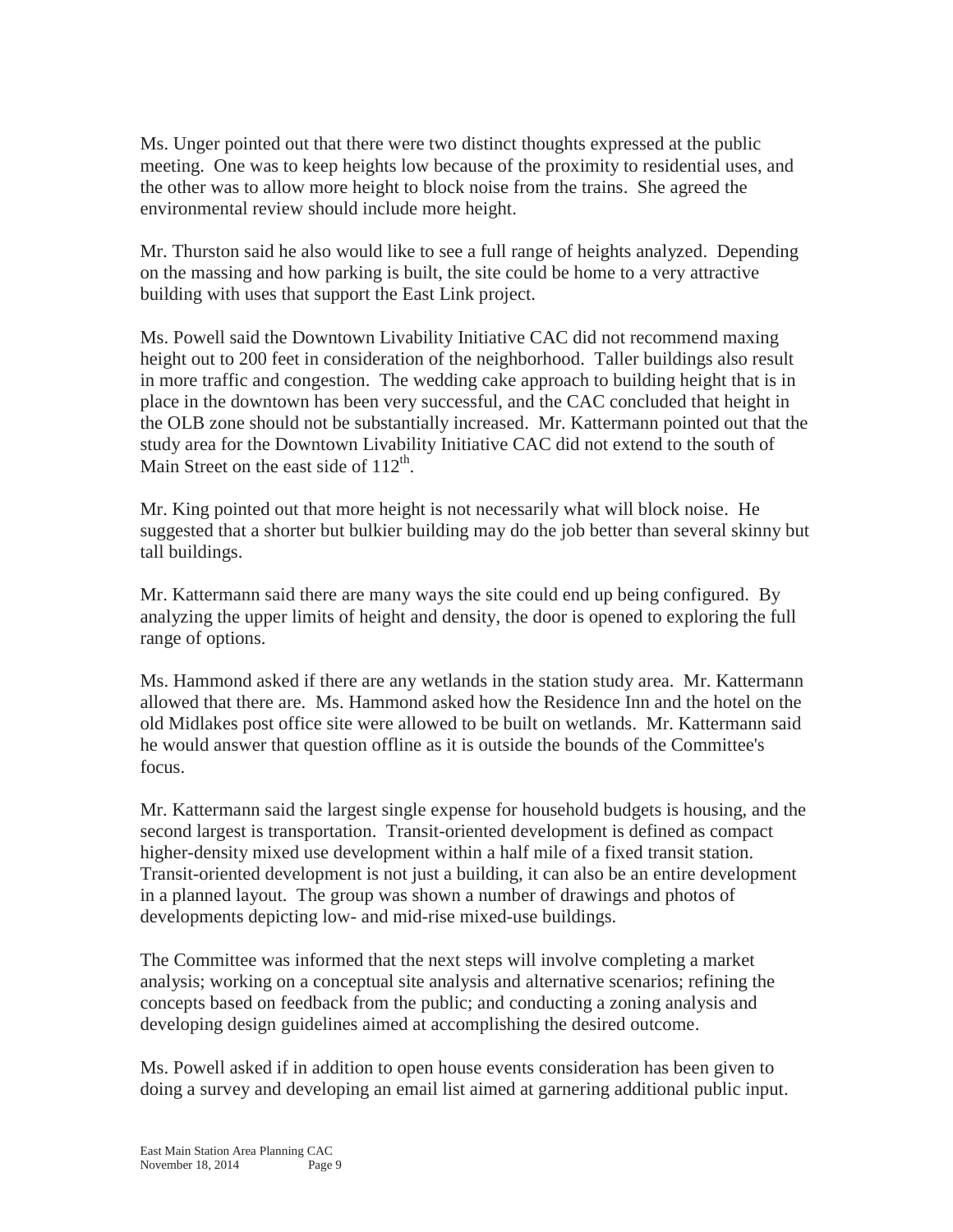Ms. Unger pointed out that there were two distinct thoughts expressed at the public meeting. One was to keep heights low because of the proximity to residential uses, and the other was to allow more height to block noise from the trains. She agreed the environmental review should include more height.

Mr. Thurston said he also would like to see a full range of heights analyzed. Depending on the massing and how parking is built, the site could be home to a very attractive building with uses that support the East Link project.

Ms. Powell said the Downtown Livability Initiative CAC did not recommend maxing height out to 200 feet in consideration of the neighborhood. Taller buildings also result in more traffic and congestion. The wedding cake approach to building height that is in place in the downtown has been very successful, and the CAC concluded that height in the OLB zone should not be substantially increased. Mr. Kattermann pointed out that the study area for the Downtown Livability Initiative CAC did not extend to the south of Main Street on the east side of 112th.

Mr. King pointed out that more height is not necessarily what will block noise. He suggested that a shorter but bulkier building may do the job better than several skinny but tall buildings.

Mr. Kattermann said there are many ways the site could end up being configured. By analyzing the upper limits of height and density, the door is opened to exploring the full range of options.

Ms. Hammond asked if there are any wetlands in the station study area. Mr. Kattermann allowed that there are. Ms. Hammond asked how the Residence Inn and the hotel on the old Midlakes post office site were allowed to be built on wetlands. Mr. Kattermann said he would answer that question offline as it is outside the bounds of the Committee's focus.

Mr. Kattermann said the largest single expense for household budgets is housing, and the second largest is transportation. Transit-oriented development is defined as compact higher-density mixed use development within a half mile of a fixed transit station. Transit-oriented development is not just a building, it can also be an entire development in a planned layout. The group was shown a number of drawings and photos of developments depicting low- and mid-rise mixed-use buildings.

The Committee was informed that the next steps will involve completing a market analysis; working on a conceptual site analysis and alternative scenarios; refining the concepts based on feedback from the public; and conducting a zoning analysis and developing design guidelines aimed at accomplishing the desired outcome.

Ms. Powell asked if in addition to open house events consideration has been given to doing a survey and developing an email list aimed at garnering additional public input.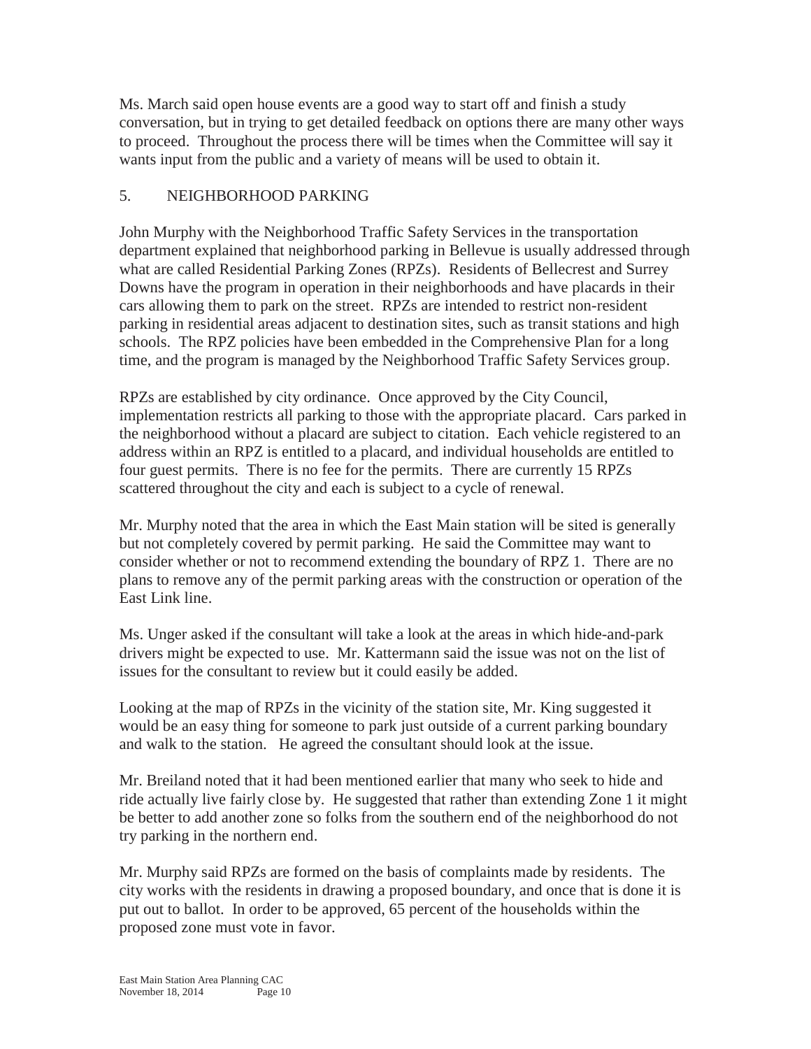Ms. March said open house events are a good way to start off and finish a study conversation, but in trying to get detailed feedback on options there are many other ways to proceed. Throughout the process there will be times when the Committee will say it wants input from the public and a variety of means will be used to obtain it.

## 5. NEIGHBORHOOD PARKING

John Murphy with the Neighborhood Traffic Safety Services in the transportation department explained that neighborhood parking in Bellevue is usually addressed through what are called Residential Parking Zones (RPZs). Residents of Bellecrest and Surrey Downs have the program in operation in their neighborhoods and have placards in their cars allowing them to park on the street. RPZs are intended to restrict non-resident parking in residential areas adjacent to destination sites, such as transit stations and high schools. The RPZ policies have been embedded in the Comprehensive Plan for a long time, and the program is managed by the Neighborhood Traffic Safety Services group.

RPZs are established by city ordinance. Once approved by the City Council, implementation restricts all parking to those with the appropriate placard. Cars parked in the neighborhood without a placard are subject to citation. Each vehicle registered to an address within an RPZ is entitled to a placard, and individual households are entitled to four guest permits. There is no fee for the permits. There are currently 15 RPZs scattered throughout the city and each is subject to a cycle of renewal.

Mr. Murphy noted that the area in which the East Main station will be sited is generally but not completely covered by permit parking. He said the Committee may want to consider whether or not to recommend extending the boundary of RPZ 1. There are no plans to remove any of the permit parking areas with the construction or operation of the East Link line.

Ms. Unger asked if the consultant will take a look at the areas in which hide-and-park drivers might be expected to use. Mr. Kattermann said the issue was not on the list of issues for the consultant to review but it could easily be added.

Looking at the map of RPZs in the vicinity of the station site, Mr. King suggested it would be an easy thing for someone to park just outside of a current parking boundary and walk to the station. He agreed the consultant should look at the issue.

Mr. Breiland noted that it had been mentioned earlier that many who seek to hide and ride actually live fairly close by. He suggested that rather than extending Zone 1 it might be better to add another zone so folks from the southern end of the neighborhood do not try parking in the northern end.

Mr. Murphy said RPZs are formed on the basis of complaints made by residents. The city works with the residents in drawing a proposed boundary, and once that is done it is put out to ballot. In order to be approved, 65 percent of the households within the proposed zone must vote in favor.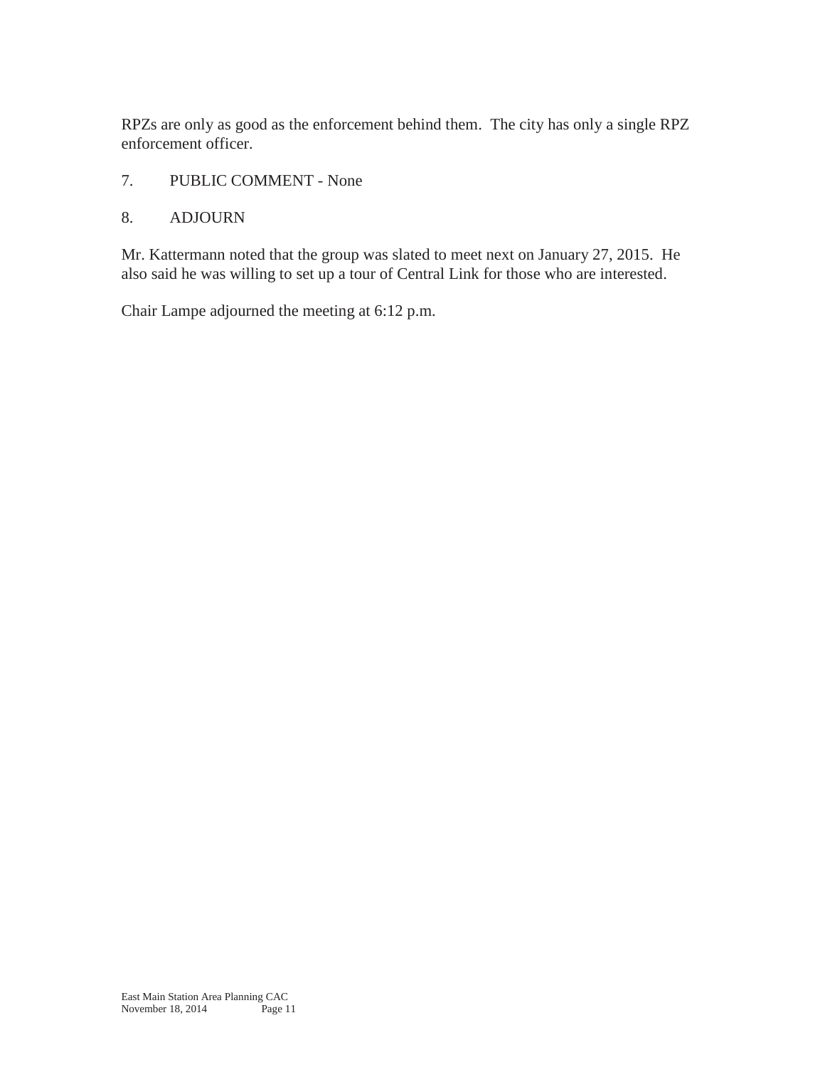RPZs are only as good as the enforcement behind them. The city has only a single RPZ enforcement officer.

7. PUBLIC COMMENT - None

8. ADJOURN

Mr. Kattermann noted that the group was slated to meet next on January 27, 2015. He also said he was willing to set up a tour of Central Link for those who are interested.

Chair Lampe adjourned the meeting at 6:12 p.m.